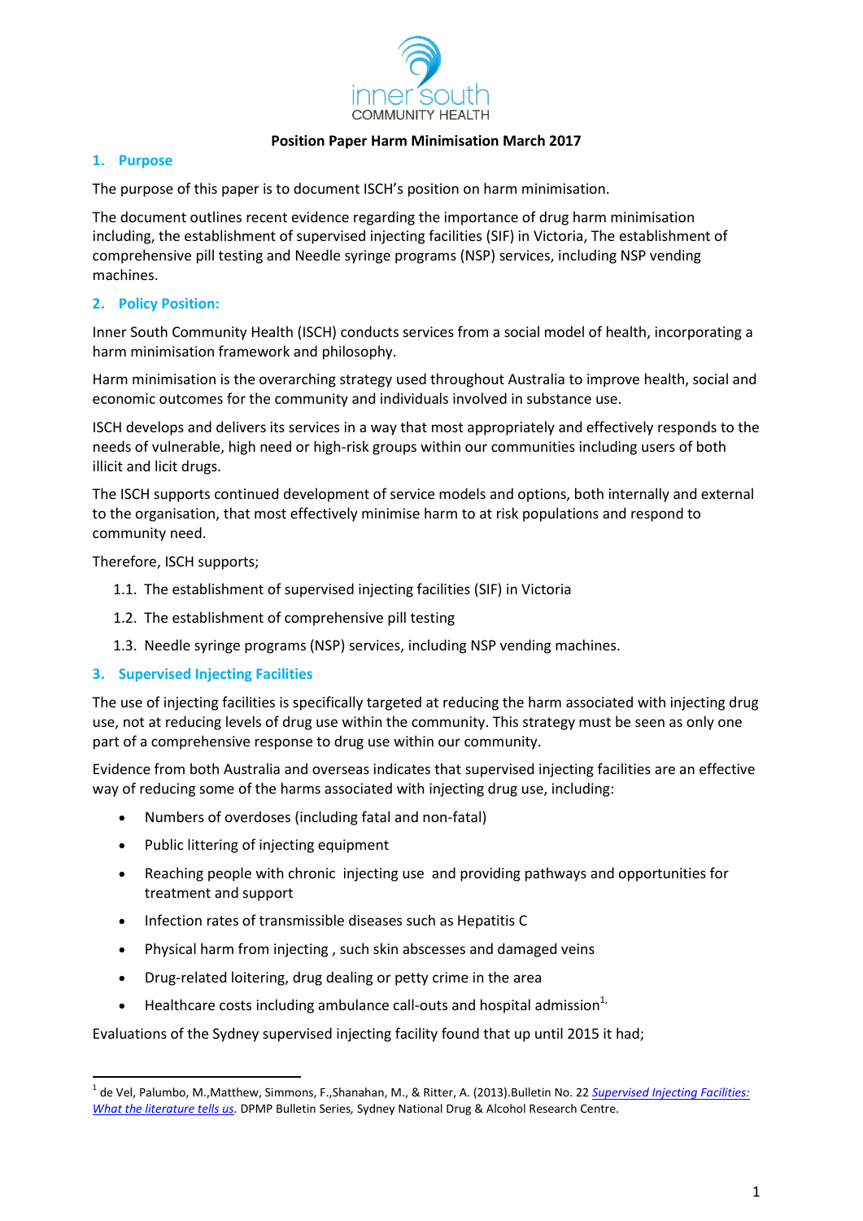inner south COMMUNITY HEALTH

**Position Paper Harm Minimisation March 2017**

## 1. Purpose

The purpose of this paper is to document ISCH's position on harm minimisation.

The document outlines recent evidence regarding the importance of drug harm minimisation including, the establishment of supervised injecting facilities (SIF) in Victoria, The establishment of comprehensive pill testing and Needle syringe programs (NSP) services, including NSP vending machines.

## 2. Policy Position:

Inner South Community Health (ISCH) conducts services from a social model of health, incorporating a harm minimisation framework and philosophy.

Harm minimisation is the overarching strategy used throughout Australia to improve health, social and economic outcomes for the community and individuals involved in substance use.

ISCH develops and delivers its services in a way that most appropriately and effectively responds to the needs of vulnerable, high need or high-risk groups within our communities including users of both illicit and licit drugs.

The ISCH supports continued development of service models and options, both internally and external to the organisation, that most effectively minimise harm to at risk populations and respond to community need.

Therefore, ISCH supports;

1.1. The establishment of supervised injecting facilities (SIF) in Victoria

1.2. The establishment of comprehensive pill testing

1.3. Needle syringe programs (NSP) services, including NSP vending machines.

## 3. Supervised Injecting Facilities

The use of injecting facilities is specifically targeted at reducing the harm associated with injecting drug use, not at reducing levels of drug use within the community. This strategy must be seen as only one part of a comprehensive response to drug use within our community.

Evidence from both Australia and overseas indicates that supervised injecting facilities are an effective way of reducing some of the harms associated with injecting drug use, including:

- Numbers of overdoses (including fatal and non-fatal)
- Public littering of injecting equipment
- Reaching people with chronic injecting use and providing pathways and opportunities for treatment and support
- Infection rates of transmissible diseases such as Hepatitis C
- Physical harm from injecting , such skin abscesses and damaged veins
- Drug-related loitering, drug dealing or petty crime in the area
- Healthcare costs including ambulance call-outs and hospital admission[1,]

Evaluations of the Sydney supervised injecting facility found that up until 2015 it had;

---

[1] de Vel, Palumbo, M.,Matthew, Simmons, F.,Shanahan, M., & Ritter, A. (2013).Bulletin No. 22 *Supervised Injecting Facilities: What the literature tells us*. DPMP Bulletin Series, Sydney National Drug & Alcohol Research Centre.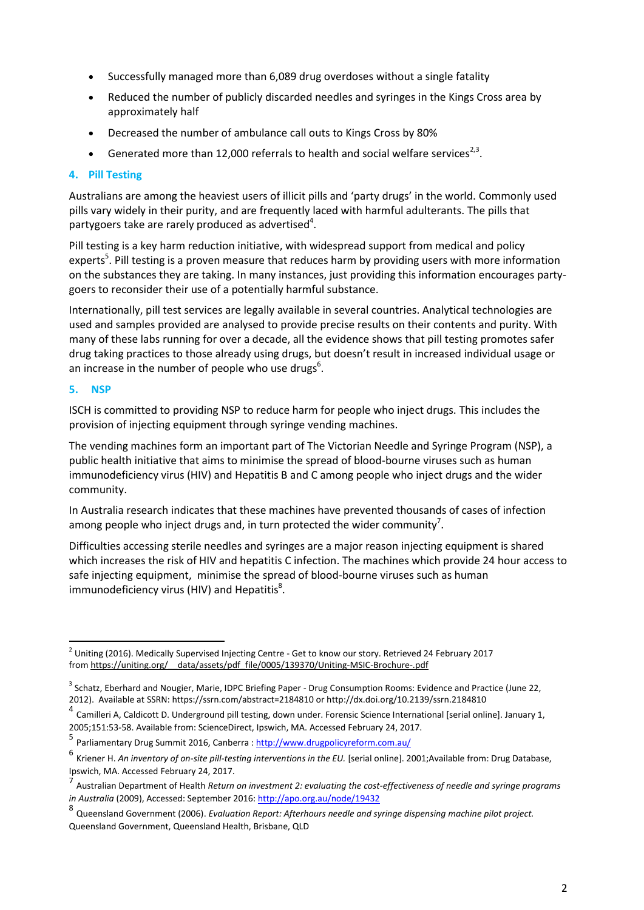- Successfully managed more than 6,089 drug overdoses without a single fatality
- Reduced the number of publicly discarded needles and syringes in the Kings Cross area by approximately half
- Decreased the number of ambulance call outs to Kings Cross by 80%
- Generated more than 12,000 referrals to health and social welfare services[2,3].

## 4. Pill Testing

Australians are among the heaviest users of illicit pills and 'party drugs' in the world. Commonly used pills vary widely in their purity, and are frequently laced with harmful adulterants. The pills that partygoers take are rarely produced as advertised[4].

Pill testing is a key harm reduction initiative, with widespread support from medical and policy experts[5]. Pill testing is a proven measure that reduces harm by providing users with more information on the substances they are taking. In many instances, just providing this information encourages party-goers to reconsider their use of a potentially harmful substance.

Internationally, pill test services are legally available in several countries. Analytical technologies are used and samples provided are analysed to provide precise results on their contents and purity. With many of these labs running for over a decade, all the evidence shows that pill testing promotes safer drug taking practices to those already using drugs, but doesn't result in increased individual usage or an increase in the number of people who use drugs[6].

## 5. NSP

ISCH is committed to providing NSP to reduce harm for people who inject drugs. This includes the provision of injecting equipment through syringe vending machines.

The vending machines form an important part of The Victorian Needle and Syringe Program (NSP), a public health initiative that aims to minimise the spread of blood-bourne viruses such as human immunodeficiency virus (HIV) and Hepatitis B and C among people who inject drugs and the wider community.

In Australia research indicates that these machines have prevented thousands of cases of infection among people who inject drugs and, in turn protected the wider community[7].

Difficulties accessing sterile needles and syringes are a major reason injecting equipment is shared which increases the risk of HIV and hepatitis C infection. The machines which provide 24 hour access to safe injecting equipment, minimise the spread of blood-bourne viruses such as human immunodeficiency virus (HIV) and Hepatitis[8].

---

[2] Uniting (2016). Medically Supervised Injecting Centre - Get to know our story. Retrieved 24 February 2017 from https://uniting.org/__data/assets/pdf_file/0005/139370/Uniting-MSIC-Brochure-.pdf

[3] Schatz, Eberhard and Nougier, Marie, IDPC Briefing Paper - Drug Consumption Rooms: Evidence and Practice (June 22, 2012). Available at SSRN: https://ssrn.com/abstract=2184810 or http://dx.doi.org/10.2139/ssrn.2184810

[4] Camilleri A, Caldicott D. Underground pill testing, down under. Forensic Science International [serial online]. January 1, 2005;151:53-58. Available from: ScienceDirect, Ipswich, MA. Accessed February 24, 2017.

[5] Parliamentary Drug Summit 2016, Canberra : http://www.drugpolicyreform.com.au/

[6] Kriener H. *An inventory of on-site pill-testing interventions in the EU.* [serial online]. 2001;Available from: Drug Database, Ipswich, MA. Accessed February 24, 2017.

[7] Australian Department of Health *Return on investment 2: evaluating the cost-effectiveness of needle and syringe programs in Australia* (2009), Accessed: September 2016: http://apo.org.au/node/19432

[8] Queensland Government (2006). *Evaluation Report: Afterhours needle and syringe dispensing machine pilot project.* Queensland Government, Queensland Health, Brisbane, QLD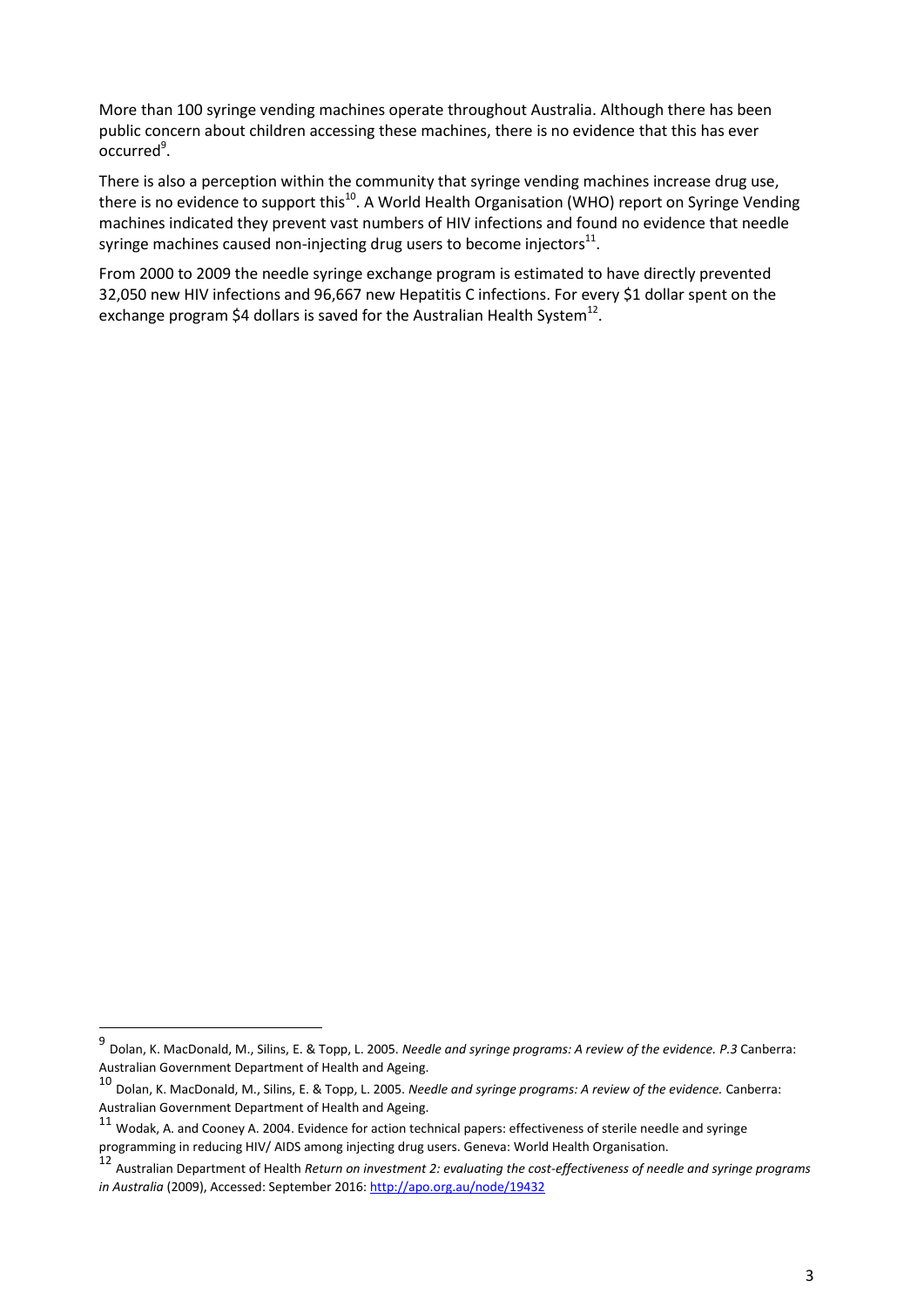More than 100 syringe vending machines operate throughout Australia. Although there has been public concern about children accessing these machines, there is no evidence that this has ever occurred[9].

There is also a perception within the community that syringe vending machines increase drug use, there is no evidence to support this[10]. A World Health Organisation (WHO) report on Syringe Vending machines indicated they prevent vast numbers of HIV infections and found no evidence that needle syringe machines caused non-injecting drug users to become injectors[11].

From 2000 to 2009 the needle syringe exchange program is estimated to have directly prevented 32,050 new HIV infections and 96,667 new Hepatitis C infections. For every $1 dollar spent on the exchange program $4 dollars is saved for the Australian Health System[12].

---

[9] Dolan, K. MacDonald, M., Silins, E. & Topp, L. 2005. *Needle and syringe programs: A review of the evidence. P.3* Canberra: Australian Government Department of Health and Ageing.

[10] Dolan, K. MacDonald, M., Silins, E. & Topp, L. 2005. *Needle and syringe programs: A review of the evidence.* Canberra: Australian Government Department of Health and Ageing.

[11] Wodak, A. and Cooney A. 2004. Evidence for action technical papers: effectiveness of sterile needle and syringe programming in reducing HIV/ AIDS among injecting drug users. Geneva: World Health Organisation.

[12] Australian Department of Health *Return on investment 2: evaluating the cost-effectiveness of needle and syringe programs in Australia* (2009), Accessed: September 2016: http://apo.org.au/node/19432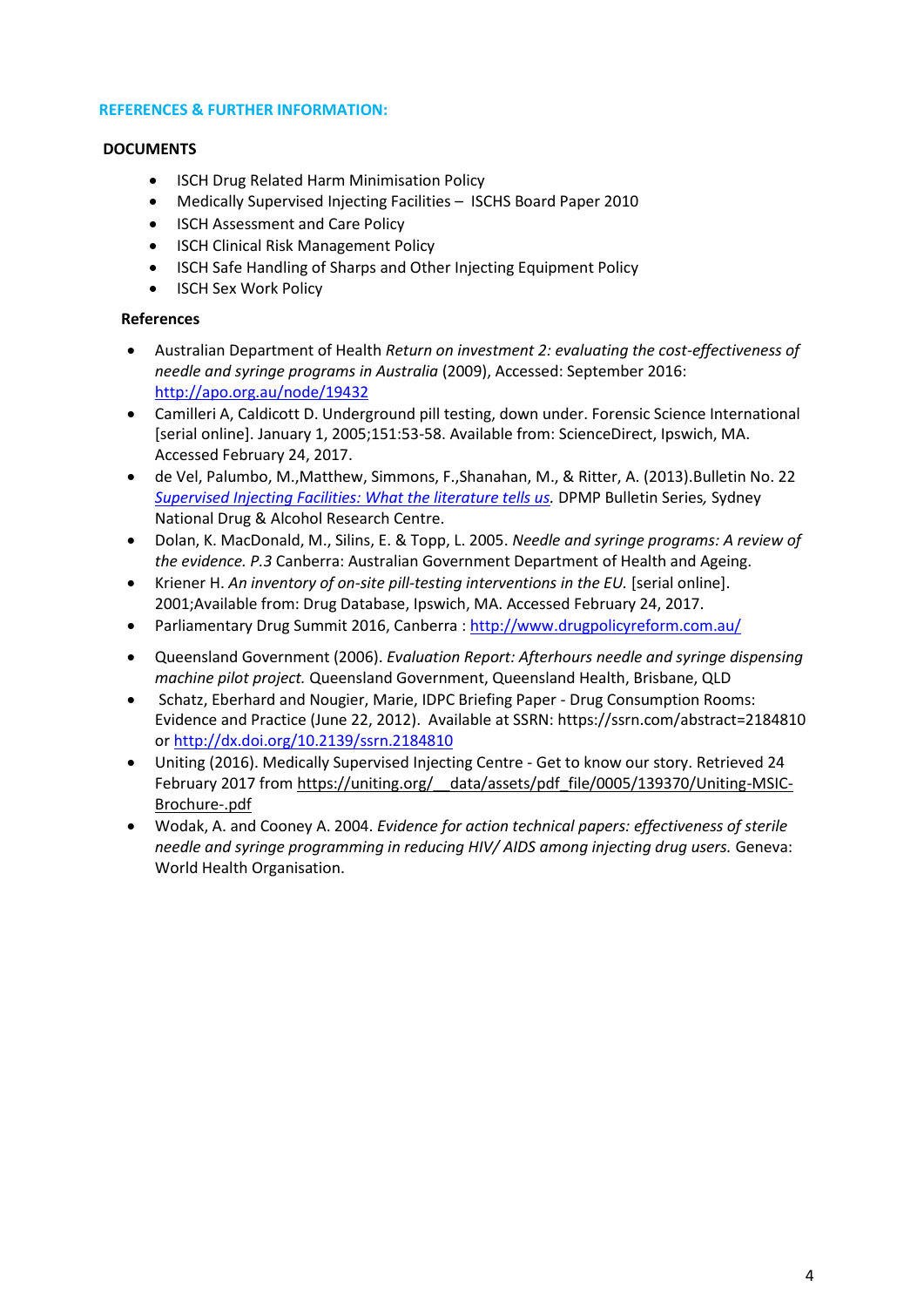## REFERENCES & FURTHER INFORMATION:

### DOCUMENTS

- ISCH Drug Related Harm Minimisation Policy
- Medically Supervised Injecting Facilities – ISCHS Board Paper 2010
- ISCH Assessment and Care Policy
- ISCH Clinical Risk Management Policy
- ISCH Safe Handling of Sharps and Other Injecting Equipment Policy
- ISCH Sex Work Policy

### References

- Australian Department of Health *Return on investment 2: evaluating the cost-effectiveness of needle and syringe programs in Australia* (2009), Accessed: September 2016: http://apo.org.au/node/19432
- Camilleri A, Caldicott D. Underground pill testing, down under. Forensic Science International [serial online]. January 1, 2005;151:53-58. Available from: ScienceDirect, Ipswich, MA. Accessed February 24, 2017.
- de Vel, Palumbo, M.,Matthew, Simmons, F.,Shanahan, M., & Ritter, A. (2013).Bulletin No. 22 *Supervised Injecting Facilities: What the literature tells us.* DPMP Bulletin Series*,* Sydney National Drug & Alcohol Research Centre.
- Dolan, K. MacDonald, M., Silins, E. & Topp, L. 2005. *Needle and syringe programs: A review of the evidence. P.3* Canberra: Australian Government Department of Health and Ageing.
- Kriener H. *An inventory of on-site pill-testing interventions in the EU.* [serial online]. 2001;Available from: Drug Database, Ipswich, MA. Accessed February 24, 2017.
- Parliamentary Drug Summit 2016, Canberra : http://www.drugpolicyreform.com.au/
- Queensland Government (2006). *Evaluation Report: Afterhours needle and syringe dispensing machine pilot project.* Queensland Government, Queensland Health, Brisbane, QLD
- Schatz, Eberhard and Nougier, Marie, IDPC Briefing Paper - Drug Consumption Rooms: Evidence and Practice (June 22, 2012). Available at SSRN: https://ssrn.com/abstract=2184810 or http://dx.doi.org/10.2139/ssrn.2184810
- Uniting (2016). Medically Supervised Injecting Centre - Get to know our story. Retrieved 24 February 2017 from https://uniting.org/__data/assets/pdf_file/0005/139370/Uniting-MSIC-Brochure-.pdf
- Wodak, A. and Cooney A. 2004. *Evidence for action technical papers: effectiveness of sterile needle and syringe programming in reducing HIV/ AIDS among injecting drug users.* Geneva: World Health Organisation.